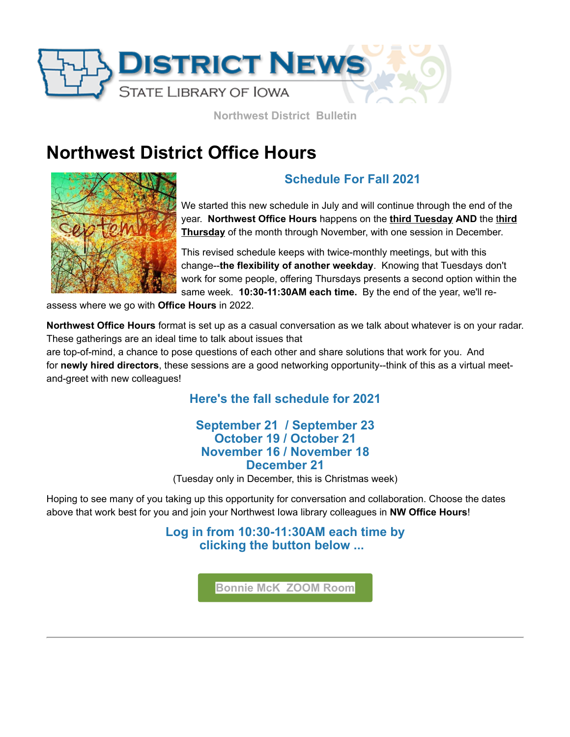# DISTRICT NEWS

STATE LIBRARY OF IOWA

Northwest District Bulletin

## Northwest District Office Hours

### Schedule For Fall 2021

We started this new schedule in July and will continue through the end of the year. **Northwest Office Hours** happens on the **third Tuesday AND** the **third Thursday** of the month through November, with one session in December.

This revised schedule keeps with twice-monthly meetings, but with this change--**the flexibility of another weekday**. Knowing that Tuesdays don't work for some people, offering Thursdays presents a second option within the same week. **10:30-11:30AM each time.** By the end of the year, we'll re-assess where we go with **Office Hours** in 2022.

**Northwest Office Hours** format is set up as a casual conversation as we talk about whatever is on your radar. These gatherings are an ideal time to talk about issues that are top-of-mind, a chance to pose questions of each other and share solutions that work for you. And for **newly hired directors**, these sessions are a good networking opportunity--think of this as a virtual meet-and-greet with new colleagues!

### Here's the fall schedule for 2021

**September 21 / September 23**
**October 19 / October 21**
**November 16 / November 18**
**December 21**

(Tuesday only in December, this is Christmas week)

Hoping to see many of you taking up this opportunity for conversation and collaboration. Choose the dates above that work best for you and join your Northwest Iowa library colleagues in **NW Office Hours**!

### Log in from 10:30-11:30AM each time by clicking the button below ...

Bonnie McK ZOOM Room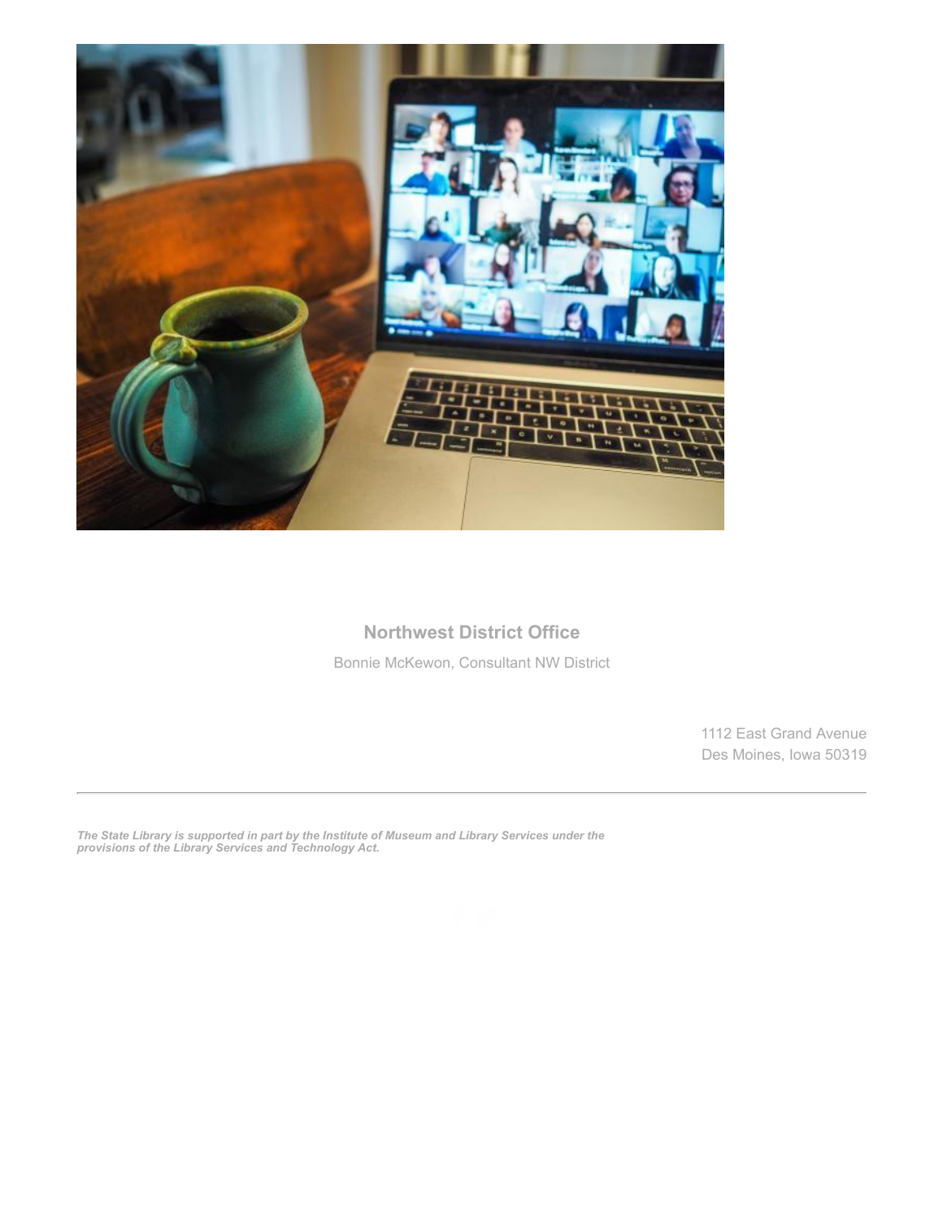**Northwest District Office**

Bonnie McKewon, Consultant NW District

1112 East Grand Avenue
Des Moines, Iowa 50319

---

***The State Library is supported in part by the Institute of Museum and Library Services under the provisions of the Library Services and Technology Act.***